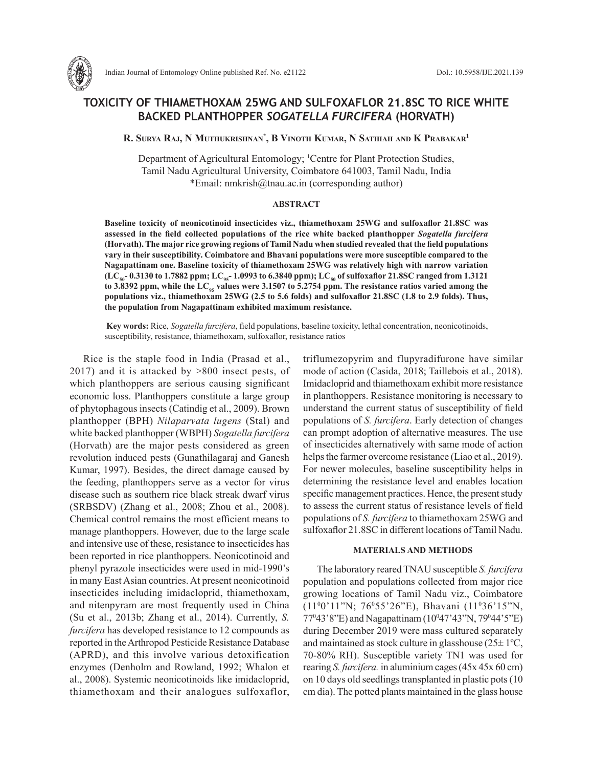# TOXICITY OF THIAMETHOXAM 25WG AND SULFOXAFLOR 21.8SC TO RICE WHITE BACKED PLANTHOPPER *SOGATELLA FURCIFERA* (HORVATH)

**R. Surya Raj, N Muthukrishnan*, B Vinoth Kumar, N Sathiah and K Prabakar[1]**

Department of Agricultural Entomology; [1]Centre for Plant Protection Studies, Tamil Nadu Agricultural University, Coimbatore 641003, Tamil Nadu, India
*Email: nmkrish@tnau.ac.in (corresponding author)

## ABSTRACT

**Baseline toxicity of neonicotinoid insecticides viz., thiamethoxam 25WG and sulfoxaflor 21.8SC was assessed in the field collected populations of the rice white backed planthopper *Sogatella furcifera* (Horvath). The major rice growing regions of Tamil Nadu when studied revealed that the field populations vary in their susceptibility. Coimbatore and Bhavani populations were more susceptible compared to the Nagapattinam one. Baseline toxicity of thiamethoxam 25WG was relatively high with narrow variation ($LC_{50}$- 0.3130 to 1.7882 ppm; $LC_{95}$- 1.0993 to 6.3840 ppm); $LC_{50}$ of sulfoxaflor 21.8SC ranged from 1.3121 to 3.8392 ppm, while the $LC_{95}$ values were 3.1507 to 5.2754 ppm. The resistance ratios varied among the populations viz., thiamethoxam 25WG (2.5 to 5.6 folds) and sulfoxaflor 21.8SC (1.8 to 2.9 folds). Thus, the population from Nagapattinam exhibited maximum resistance.**

**Key words:** Rice, *Sogatella furcifera*, field populations, baseline toxicity, lethal concentration, neonicotinoids, susceptibility, resistance, thiamethoxam, sulfoxaflor, resistance ratios

Rice is the staple food in India (Prasad et al., 2017) and it is attacked by >800 insect pests, of which planthoppers are serious causing significant economic loss. Planthoppers constitute a large group of phytophagous insects (Catindig et al., 2009). Brown planthopper (BPH) *Nilaparvata lugens* (Stal) and white backed planthopper (WBPH) *Sogatella furcifera* (Horvath) are the major pests considered as green revolution induced pests (Gunathilagaraj and Ganesh Kumar, 1997). Besides, the direct damage caused by the feeding, planthoppers serve as a vector for virus disease such as southern rice black streak dwarf virus (SRBSDV) (Zhang et al., 2008; Zhou et al., 2008). Chemical control remains the most efficient means to manage planthoppers. However, due to the large scale and intensive use of these, resistance to insecticides has been reported in rice planthoppers. Neonicotinoid and phenyl pyrazole insecticides were used in mid-1990's in many East Asian countries. At present neonicotinoid insecticides including imidacloprid, thiamethoxam, and nitenpyram are most frequently used in China (Su et al., 2013b; Zhang et al., 2014). Currently, *S. furcifera* has developed resistance to 12 compounds as reported in the Arthropod Pesticide Resistance Database (APRD), and this involve various detoxification enzymes (Denholm and Rowland, 1992; Whalon et al., 2008). Systemic neonicotinoids like imidacloprid, thiamethoxam and their analogues sulfoxaflor, triflumezopyrim and flupyradifurone have similar mode of action (Casida, 2018; Taillebois et al., 2018). Imidacloprid and thiamethoxam exhibit more resistance in planthoppers. Resistance monitoring is necessary to understand the current status of susceptibility of field populations of *S. furcifera*. Early detection of changes can prompt adoption of alternative measures. The use of insecticides alternatively with same mode of action helps the farmer overcome resistance (Liao et al., 2019). For newer molecules, baseline susceptibility helps in determining the resistance level and enables location specific management practices. Hence, the present study to assess the current status of resistance levels of field populations of *S. furcifera* to thiamethoxam 25WG and sulfoxaflor 21.8SC in different locations of Tamil Nadu.

## MATERIALS AND METHODS

The laboratory reared TNAU susceptible *S. furcifera* population and populations collected from major rice growing locations of Tamil Nadu viz., Coimbatore (11°0'11"N; 76°55'26"E), Bhavani (11°36'15"N, 77°43'8"E) and Nagapattinam (10°47'43"N, 79°44'5"E) during December 2019 were mass cultured separately and maintained as stock culture in glasshouse (25± 1ºC, 70-80% RH). Susceptible variety TN1 was used for rearing *S. furcifera.* in aluminium cages (45x 45x 60 cm) on 10 days old seedlings transplanted in plastic pots (10 cm dia). The potted plants maintained in the glass house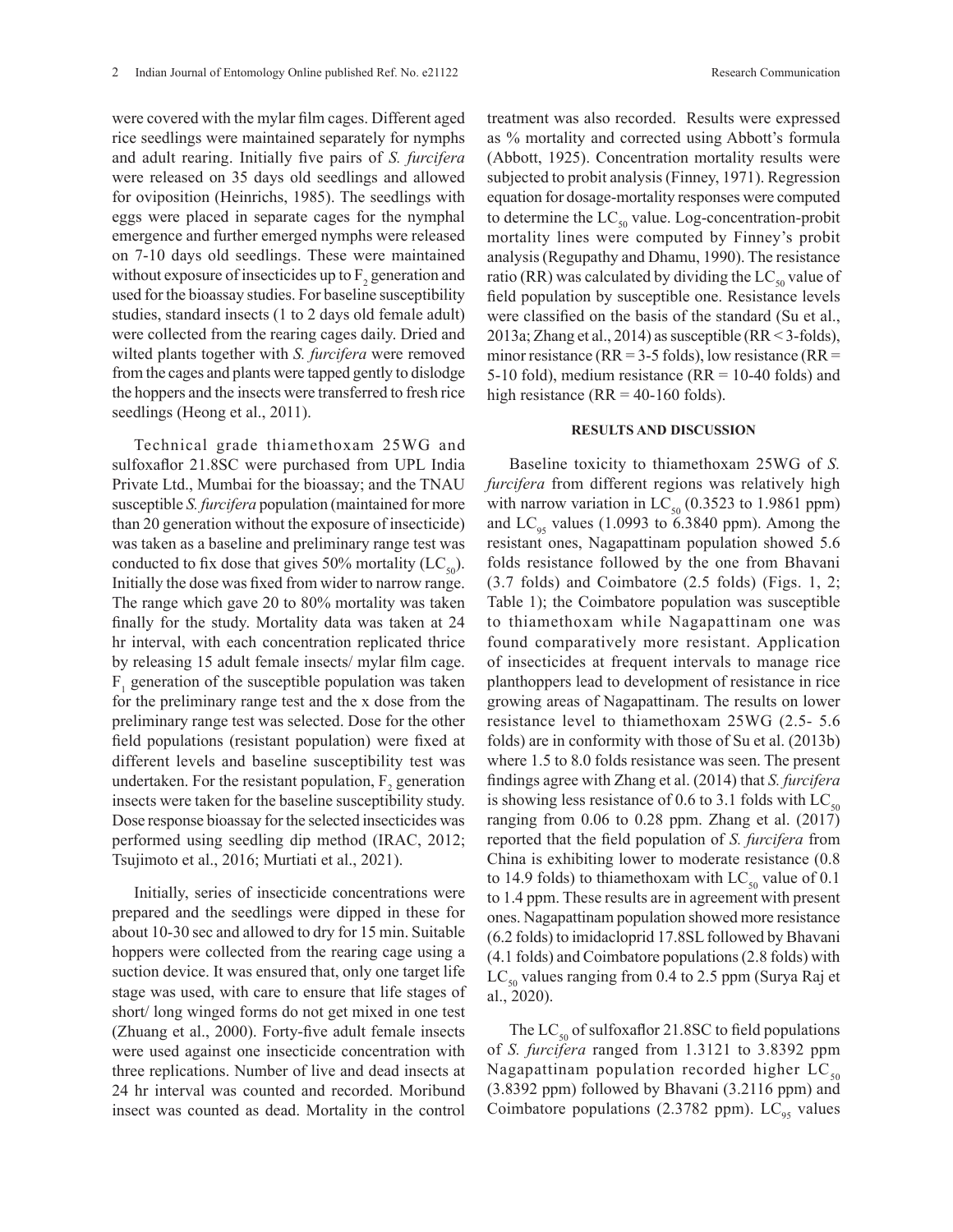were covered with the mylar film cages. Different aged rice seedlings were maintained separately for nymphs and adult rearing. Initially five pairs of *S. furcifera* were released on 35 days old seedlings and allowed for oviposition (Heinrichs, 1985). The seedlings with eggs were placed in separate cages for the nymphal emergence and further emerged nymphs were released on 7-10 days old seedlings. These were maintained without exposure of insecticides up to $F_2$ generation and used for the bioassay studies. For baseline susceptibility studies, standard insects (1 to 2 days old female adult) were collected from the rearing cages daily. Dried and wilted plants together with *S. furcifera* were removed from the cages and plants were tapped gently to dislodge the hoppers and the insects were transferred to fresh rice seedlings (Heong et al., 2011).

Technical grade thiamethoxam 25WG and sulfoxaflor 21.8SC were purchased from UPL India Private Ltd., Mumbai for the bioassay; and the TNAU susceptible *S. furcifera* population (maintained for more than 20 generation without the exposure of insecticide) was taken as a baseline and preliminary range test was conducted to fix dose that gives 50% mortality ($LC_{50}$). Initially the dose was fixed from wider to narrow range. The range which gave 20 to 80% mortality was taken finally for the study. Mortality data was taken at 24 hr interval, with each concentration replicated thrice by releasing 15 adult female insects/ mylar film cage. $F_1$ generation of the susceptible population was taken for the preliminary range test and the x dose from the preliminary range test was selected. Dose for the other field populations (resistant population) were fixed at different levels and baseline susceptibility test was undertaken. For the resistant population, $F_2$ generation insects were taken for the baseline susceptibility study. Dose response bioassay for the selected insecticides was performed using seedling dip method (IRAC, 2012; Tsujimoto et al., 2016; Murtiati et al., 2021).

Initially, series of insecticide concentrations were prepared and the seedlings were dipped in these for about 10-30 sec and allowed to dry for 15 min. Suitable hoppers were collected from the rearing cage using a suction device. It was ensured that, only one target life stage was used, with care to ensure that life stages of short/ long winged forms do not get mixed in one test (Zhuang et al., 2000). Forty-five adult female insects were used against one insecticide concentration with three replications. Number of live and dead insects at 24 hr interval was counted and recorded. Moribund insect was counted as dead. Mortality in the control treatment was also recorded. Results were expressed as % mortality and corrected using Abbott's formula (Abbott, 1925). Concentration mortality results were subjected to probit analysis (Finney, 1971). Regression equation for dosage-mortality responses were computed to determine the $LC_{50}$ value. Log-concentration-probit mortality lines were computed by Finney's probit analysis (Regupathy and Dhamu, 1990). The resistance ratio (RR) was calculated by dividing the $LC_{50}$ value of field population by susceptible one. Resistance levels were classified on the basis of the standard (Su et al., 2013a; Zhang et al., 2014) as susceptible (RR < 3-folds), minor resistance (RR = 3-5 folds), low resistance (RR = 5-10 fold), medium resistance (RR = 10-40 folds) and high resistance (RR = 40-160 folds).

## RESULTS AND DISCUSSION

Baseline toxicity to thiamethoxam 25WG of *S. furcifera* from different regions was relatively high with narrow variation in $LC_{50}$ (0.3523 to 1.9861 ppm) and $LC_{95}$ values (1.0993 to 6.3840 ppm). Among the resistant ones, Nagapattinam population showed 5.6 folds resistance followed by the one from Bhavani (3.7 folds) and Coimbatore (2.5 folds) (Figs. 1, 2; Table 1); the Coimbatore population was susceptible to thiamethoxam while Nagapattinam one was found comparatively more resistant. Application of insecticides at frequent intervals to manage rice planthoppers lead to development of resistance in rice growing areas of Nagapattinam. The results on lower resistance level to thiamethoxam 25WG (2.5- 5.6 folds) are in conformity with those of Su et al. (2013b) where 1.5 to 8.0 folds resistance was seen. The present findings agree with Zhang et al. (2014) that *S. furcifera* is showing less resistance of 0.6 to 3.1 folds with $LC_{50}$ ranging from 0.06 to 0.28 ppm. Zhang et al. (2017) reported that the field population of *S. furcifera* from China is exhibiting lower to moderate resistance (0.8 to 14.9 folds) to thiamethoxam with $LC_{50}$ value of 0.1 to 1.4 ppm. These results are in agreement with present ones. Nagapattinam population showed more resistance (6.2 folds) to imidacloprid 17.8SL followed by Bhavani (4.1 folds) and Coimbatore populations (2.8 folds) with $LC_{50}$ values ranging from 0.4 to 2.5 ppm (Surya Raj et al., 2020).

The $LC_{50}$ of sulfoxaflor 21.8SC to field populations of *S. furcifera* ranged from 1.3121 to 3.8392 ppm Nagapattinam population recorded higher $LC_{50}$ (3.8392 ppm) followed by Bhavani (3.2116 ppm) and Coimbatore populations (2.3782 ppm). $LC_{95}$ values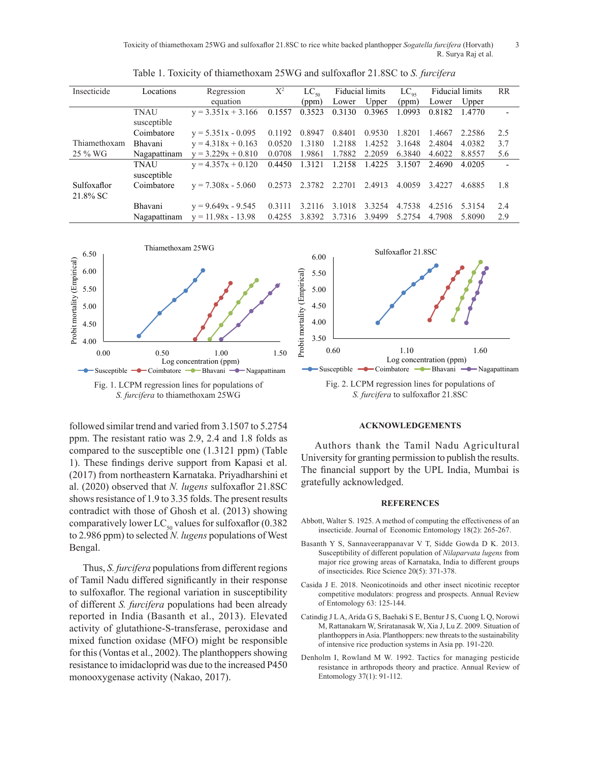Table 1. Toxicity of thiamethoxam 25WG and sulfoxaflor 21.8SC to *S. furcifera*

| Insecticide | Locations | Regression equation | $X^2$ | $LC_{50}$ (ppm) | Fiducial limits Lower | Fiducial limits Upper | $LC_{95}$ (ppm) | Fiducial limits Lower | Fiducial limits Upper | RR |
|---|---|---|---|---|---|---|---|---|---|---|
| Thiamethoxam 25 % WG | TNAU susceptible | y = 3.351x + 3.166 | 0.1557 | 0.3523 | 0.3130 | 0.3965 | 1.0993 | 0.8182 | 1.4770 | - |
| | Coimbatore | y = 5.351x - 0.095 | 0.1192 | 0.8947 | 0.8401 | 0.9530 | 1.8201 | 1.4667 | 2.2586 | 2.5 |
| | Bhavani | y = 4.318x + 0.163 | 0.0520 | 1.3180 | 1.2188 | 1.4252 | 3.1648 | 2.4804 | 4.0382 | 3.7 |
| | Nagapattinam | y = 3.229x + 0.810 | 0.0708 | 1.9861 | 1.7882 | 2.2059 | 6.3840 | 4.6022 | 8.8557 | 5.6 |
| Sulfoxaflor 21.8% SC | TNAU susceptible | y = 4.357x + 0.120 | 0.4450 | 1.3121 | 1.2158 | 1.4225 | 3.1507 | 2.4690 | 4.0205 | - |
| | Coimbatore | y = 7.308x - 5.060 | 0.2573 | 2.3782 | 2.2701 | 2.4913 | 4.0059 | 3.4227 | 4.6885 | 1.8 |
| | Bhavani | y = 9.649x - 9.545 | 0.3111 | 3.2116 | 3.1018 | 3.3254 | 4.7538 | 4.2516 | 5.3154 | 2.4 |
| | Nagapattinam | y = 11.98x - 13.98 | 0.4255 | 3.8392 | 3.7316 | 3.9499 | 5.2754 | 4.7908 | 5.8090 | 2.9 |

Fig. 1. LCPM regression lines for populations of *S. furcifera* to thiamethoxam 25WG

Fig. 2. LCPM regression lines for populations of *S. furcifera* to sulfoxaflor 21.8SC

followed similar trend and varied from 3.1507 to 5.2754 ppm. The resistant ratio was 2.9, 2.4 and 1.8 folds as compared to the susceptible one (1.3121 ppm) (Table 1). These findings derive support from Kapasi et al. (2017) from northeastern Karnataka. Priyadharshini et al. (2020) observed that *N. lugens* sulfoxaflor 21.8SC shows resistance of 1.9 to 3.35 folds. The present results contradict with those of Ghosh et al. (2013) showing comparatively lower $LC_{50}$ values for sulfoxaflor (0.382 to 2.986 ppm) to selected *N. lugens* populations of West Bengal.

Thus, *S. furcifera* populations from different regions of Tamil Nadu differed significantly in their response to sulfoxaflor. The regional variation in susceptibility of different *S. furcifera* populations had been already reported in India (Basanth et al., 2013). Elevated activity of glutathione-S-transferase, peroxidase and mixed function oxidase (MFO) might be responsible for this (Vontas et al., 2002). The planthoppers showing resistance to imidacloprid was due to the increased P450 monooxygenase activity (Nakao, 2017).

## ACKNOWLEDGEMENTS

Authors thank the Tamil Nadu Agricultural University for granting permission to publish the results. The financial support by the UPL India, Mumbai is gratefully acknowledged.

## REFERENCES

Abbott, Walter S. 1925. A method of computing the effectiveness of an insecticide. Journal of Economic Entomology 18(2): 265-267.

Basanth Y S, Sannaveerappanavar V T, Sidde Gowda D K. 2013. Susceptibility of different population of *Nilaparvata lugens* from major rice growing areas of Karnataka, India to different groups of insecticides. Rice Science 20(5): 371-378.

Casida J E. 2018. Neonicotinoids and other insect nicotinic receptor competitive modulators: progress and prospects. Annual Review of Entomology 63: 125-144.

Catindig J L A, Arida G S, Baehaki S E, Bentur J S, Cuong L Q, Norowi M, Rattanakarn W, Sriratanasak W, Xia J, Lu Z. 2009. Situation of planthoppers in Asia. Planthoppers: new threats to the sustainability of intensive rice production systems in Asia pp. 191-220.

Denholm I, Rowland M W. 1992. Tactics for managing pesticide resistance in arthropods theory and practice. Annual Review of Entomology 37(1): 91-112.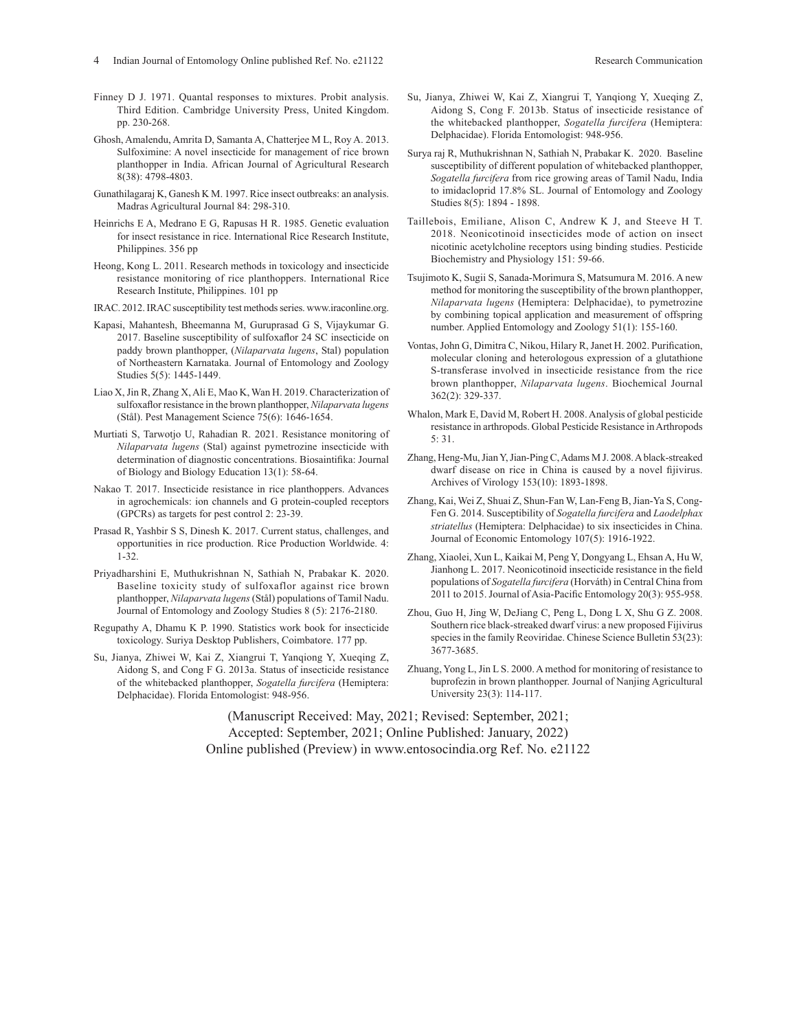Finney D J. 1971. Quantal responses to mixtures. Probit analysis. Third Edition. Cambridge University Press, United Kingdom. pp. 230-268.

Ghosh, Amalendu, Amrita D, Samanta A, Chatterjee M L, Roy A. 2013. Sulfoximine: A novel insecticide for management of rice brown planthopper in India. African Journal of Agricultural Research 8(38): 4798-4803.

Gunathilagaraj K, Ganesh K M. 1997. Rice insect outbreaks: an analysis. Madras Agricultural Journal 84: 298-310.

Heinrichs E A, Medrano E G, Rapusas H R. 1985. Genetic evaluation for insect resistance in rice. International Rice Research Institute, Philippines. 356 pp

Heong, Kong L. 2011. Research methods in toxicology and insecticide resistance monitoring of rice planthoppers. International Rice Research Institute, Philippines. 101 pp

IRAC. 2012. IRAC susceptibility test methods series. www.iraconline.org.

Kapasi, Mahantesh, Bheemanna M, Guruprasad G S, Vijaykumar G. 2017. Baseline susceptibility of sulfoxaflor 24 SC insecticide on paddy brown planthopper, (*Nilaparvata lugens*, Stal) population of Northeastern Karnataka. Journal of Entomology and Zoology Studies 5(5): 1445-1449.

Liao X, Jin R, Zhang X, Ali E, Mao K, Wan H. 2019. Characterization of sulfoxaflor resistance in the brown planthopper, *Nilaparvata lugens* (Stål). Pest Management Science 75(6): 1646-1654.

Murtiati S, Tarwotjo U, Rahadian R. 2021. Resistance monitoring of *Nilaparvata lugens* (Stal) against pymetrozine insecticide with determination of diagnostic concentrations. Biosaintifika: Journal of Biology and Biology Education 13(1): 58-64.

Nakao T. 2017. Insecticide resistance in rice planthoppers. Advances in agrochemicals: ion channels and G protein-coupled receptors (GPCRs) as targets for pest control 2: 23-39.

Prasad R, Yashbir S S, Dinesh K. 2017. Current status, challenges, and opportunities in rice production. Rice Production Worldwide. 4: 1-32.

Priyadharshini E, Muthukrishnan N, Sathiah N, Prabakar K. 2020. Baseline toxicity study of sulfoxaflor against rice brown planthopper, *Nilaparvata lugens* (Stål) populations of Tamil Nadu. Journal of Entomology and Zoology Studies 8 (5): 2176-2180.

Regupathy A, Dhamu K P. 1990. Statistics work book for insecticide toxicology. Suriya Desktop Publishers, Coimbatore. 177 pp.

Su, Jianya, Zhiwei W, Kai Z, Xiangrui T, Yanqiong Y, Xueqing Z, Aidong S, and Cong F G. 2013a. Status of insecticide resistance of the whitebacked planthopper, *Sogatella furcifera* (Hemiptera: Delphacidae). Florida Entomologist: 948-956.

Su, Jianya, Zhiwei W, Kai Z, Xiangrui T, Yanqiong Y, Xueqing Z, Aidong S, Cong F. 2013b. Status of insecticide resistance of the whitebacked planthopper, *Sogatella furcifera* (Hemiptera: Delphacidae). Florida Entomologist: 948-956.

Surya raj R, Muthukrishnan N, Sathiah N, Prabakar K. 2020. Baseline susceptibility of different population of whitebacked planthopper, *Sogatella furcifera* from rice growing areas of Tamil Nadu, India to imidacloprid 17.8% SL. Journal of Entomology and Zoology Studies 8(5): 1894 - 1898.

Taillebois, Emiliane, Alison C, Andrew K J, and Steeve H T. 2018. Neonicotinoid insecticides mode of action on insect nicotinic acetylcholine receptors using binding studies. Pesticide Biochemistry and Physiology 151: 59-66.

Tsujimoto K, Sugii S, Sanada-Morimura S, Matsumura M. 2016. A new method for monitoring the susceptibility of the brown planthopper, *Nilaparvata lugens* (Hemiptera: Delphacidae), to pymetrozine by combining topical application and measurement of offspring number. Applied Entomology and Zoology 51(1): 155-160.

Vontas, John G, Dimitra C, Nikou, Hilary R, Janet H. 2002. Purification, molecular cloning and heterologous expression of a glutathione S-transferase involved in insecticide resistance from the rice brown planthopper, *Nilaparvata lugens*. Biochemical Journal 362(2): 329-337.

Whalon, Mark E, David M, Robert H. 2008. Analysis of global pesticide resistance in arthropods. Global Pesticide Resistance in Arthropods 5: 31.

Zhang, Heng-Mu, Jian Y, Jian-Ping C, Adams M J. 2008. A black-streaked dwarf disease on rice in China is caused by a novel fijivirus. Archives of Virology 153(10): 1893-1898.

Zhang, Kai, Wei Z, Shuai Z, Shun-Fan W, Lan-Feng B, Jian-Ya S, Cong-Fen G. 2014. Susceptibility of *Sogatella furcifera* and *Laodelphax striatellus* (Hemiptera: Delphacidae) to six insecticides in China. Journal of Economic Entomology 107(5): 1916-1922.

Zhang, Xiaolei, Xun L, Kaikai M, Peng Y, Dongyang L, Ehsan A, Hu W, Jianhong L. 2017. Neonicotinoid insecticide resistance in the field populations of *Sogatella furcifera* (Horváth) in Central China from 2011 to 2015. Journal of Asia-Pacific Entomology 20(3): 955-958.

Zhou, Guo H, Jing W, DeJiang C, Peng L, Dong L X, Shu G Z. 2008. Southern rice black-streaked dwarf virus: a new proposed Fijivirus species in the family Reoviridae. Chinese Science Bulletin 53(23): 3677-3685.

Zhuang, Yong L, Jin L S. 2000. A method for monitoring of resistance to buprofezin in brown planthopper. Journal of Nanjing Agricultural University 23(3): 114-117.

(Manuscript Received: May, 2021; Revised: September, 2021; Accepted: September, 2021; Online Published: January, 2022)
Online published (Preview) in www.entosocindia.org Ref. No. e21122